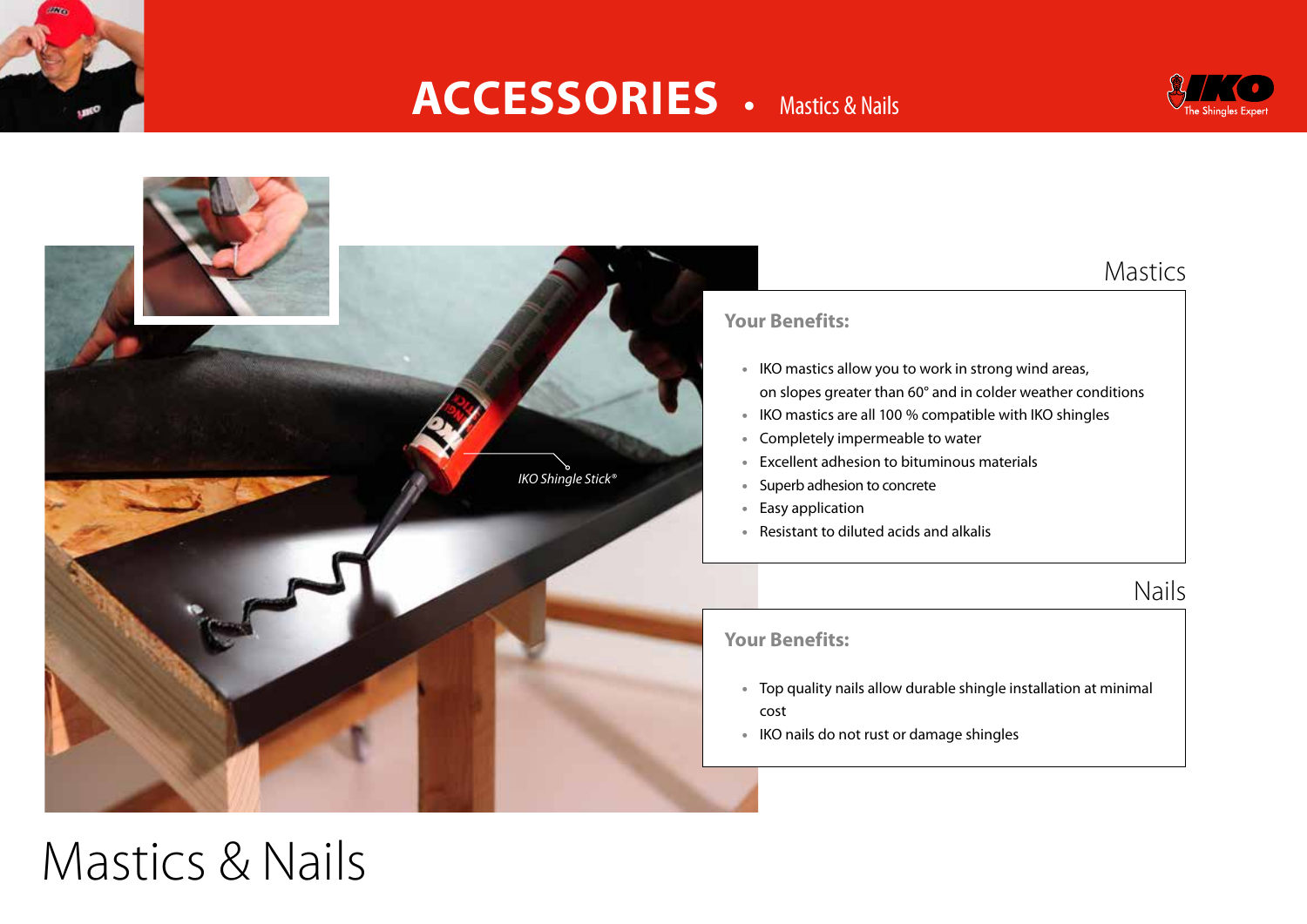# ACCESSORIES • Mastics & Nails

IKO Shingle Stick®

## Mastics

**Your Benefits:**

- IKO mastics allow you to work in strong wind areas, on slopes greater than 60° and in colder weather conditions
- IKO mastics are all 100 % compatible with IKO shingles
- Completely impermeable to water
- Excellent adhesion to bituminous materials
- Superb adhesion to concrete
- Easy application
- Resistant to diluted acids and alkalis

## Nails

**Your Benefits:**

- Top quality nails allow durable shingle installation at minimal cost
- IKO nails do not rust or damage shingles

# Mastics & Nails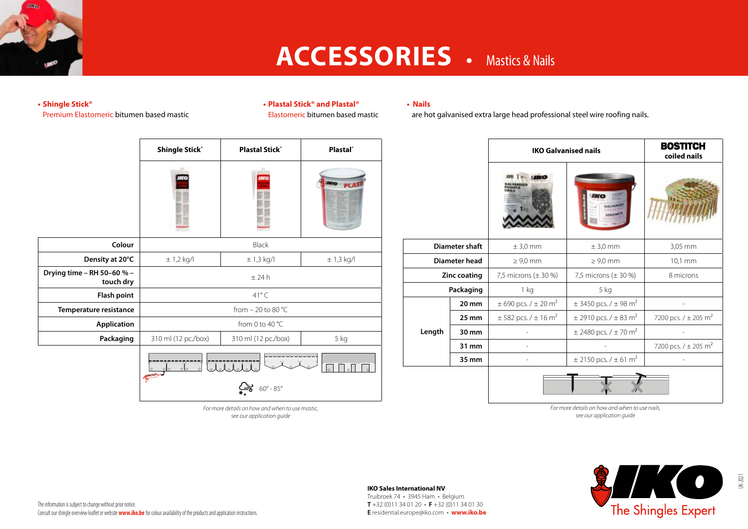# ACCESSORIES • Mastics & Nails

- **Shingle Stick®**
  Premium Elastomeric bitumen based mastic

- **Plastal Stick® and Plastal®**
  Elastomeric bitumen based mastic

- **Nails**
  are hot galvanised extra large head professional steel wire roofing nails.

| | Shingle Stick® | Plastal Stick® | Plastal® |
|---|---|---|---|
| Colour | Black | | |
| Density at 20°C | ± 1,2 kg/l | ± 1,3 kg/l | ± 1,3 kg/l |
| Drying time – RH 50–60 % – touch dry | ± 24 h | | |
| Flash point | 41° C | | |
| Temperature resistance | from – 20 to 80 °C | | |
| Application | from 0 to 40 °C | | |
| Packaging | 310 ml (12 pc./box) | 310 ml (12 pc./box) | 5 kg |

60° - 85°

*For more details on how and when to use mastic, see our application guide*

| | | IKO Galvanised nails | | BOSTITCH coiled nails |
|---|---|---|---|---|
| Diameter shaft | | ± 3,0 mm | ± 3,0 mm | 3,05 mm |
| Diameter head | | ≥ 9,0 mm | ≥ 9,0 mm | 10,1 mm |
| Zinc coating | | 7,5 microns (± 30 %) | 7,5 microns (± 30 %) | 8 microns |
| Packaging | | 1 kg | 5 kg | |
| Length | 20 mm | ± 690 pcs. / ± 20 m² | ± 3450 pcs. / ± 98 m² | - |
| | 25 mm | ± 582 pcs. / ± 16 m² | ± 2910 pcs. / ± 83 m² | 7200 pcs. / ± 205 m² |
| | 30 mm | - | ± 2480 pcs. / ± 70 m² | - |
| | 31 mm | - | - | 7200 pcs. / ± 205 m² |
| | 35 mm | - | ± 2150 pcs. / ± 61 m² | - |

*For more details on how and when to use nails, see our application guide*

The information is subject to change without prior notice.
Consult our shingle overview leaflet or website **www.iko.be** for colour availability of the products and application instructions.

**IKO Sales International NV**
Truibroek 74 • 3945 Ham • Belgium
**T** +32 (0)11 34 01 20 • **F** +32 (0)11 34 01 30
**E** residential.europe@iko.com • **www.iko.be**

IKO The Shingles Expert

UK-2021